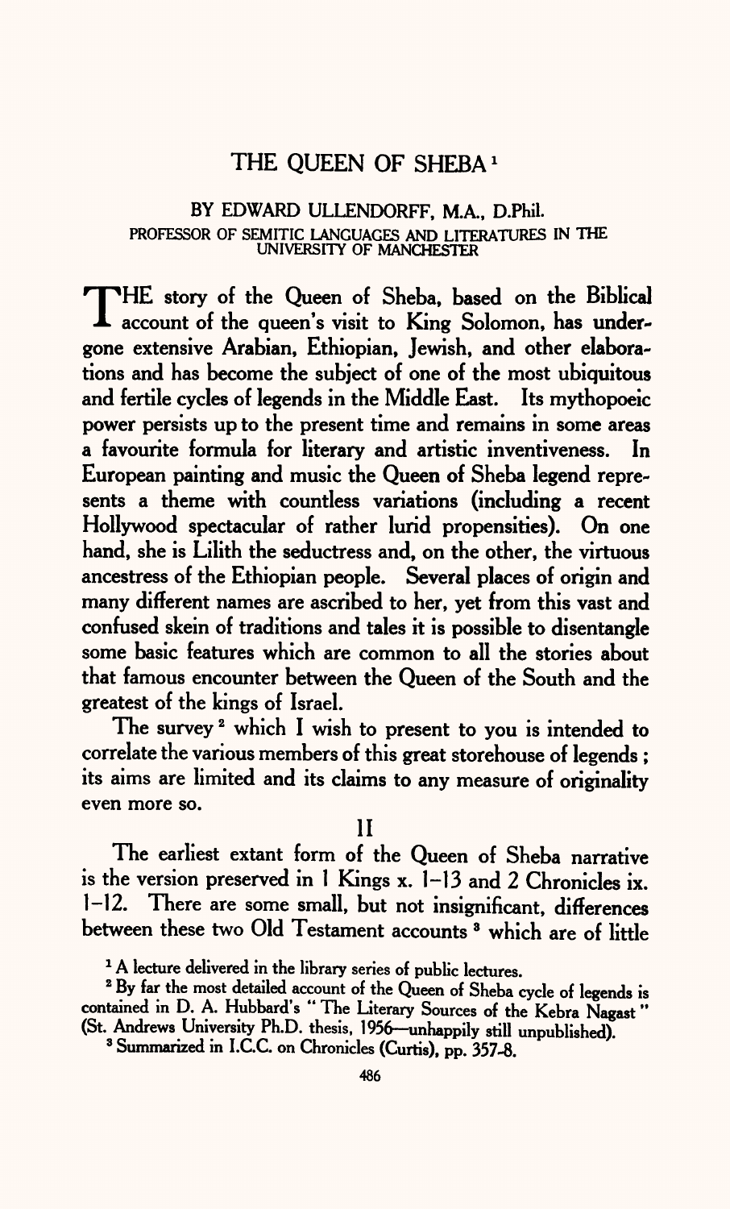# THE QUEEN OF SHEBA [1]

BY EDWARD ULLENDORFF, M.A., D.Phil.

PROFESSOR OF SEMITIC LANGUAGES AND LITERATURES IN THE UNIVERSITY OF MANCHESTER

THE story of the Queen of Sheba, based on the Biblical account of the queen's visit to King Solomon, has undergone extensive Arabian, Ethiopian, Jewish, and other elaborations and has become the subject of one of the most ubiquitous and fertile cycles of legends in the Middle East. Its mythopoeic power persists up to the present time and remains in some areas a favourite formula for literary and artistic inventiveness. In European painting and music the Queen of Sheba legend represents a theme with countless variations (including a recent Hollywood spectacular of rather lurid propensities). On one hand, she is Lilith the seductress and, on the other, the virtuous ancestress of the Ethiopian people. Several places of origin and many different names are ascribed to her, yet from this vast and confused skein of traditions and tales it is possible to disentangle some basic features which are common to all the stories about that famous encounter between the Queen of the South and the greatest of the kings of Israel.

The survey [2] which I wish to present to you is intended to correlate the various members of this great storehouse of legends; its aims are limited and its claims to any measure of originality even more so.

## II

The earliest extant form of the Queen of Sheba narrative is the version preserved in 1 Kings x. 1–13 and 2 Chronicles ix. 1–12. There are some small, but not insignificant, differences between these two Old Testament accounts [3] which are of little

[1] A lecture delivered in the library series of public lectures.

[2] By far the most detailed account of the Queen of Sheba cycle of legends is contained in D. A. Hubbard's "The Literary Sources of the Kebra Nagast" (St. Andrews University Ph.D. thesis, 1956—unhappily still unpublished).

[3] Summarized in I.C.C. on Chronicles (Curtis), pp. 357–8.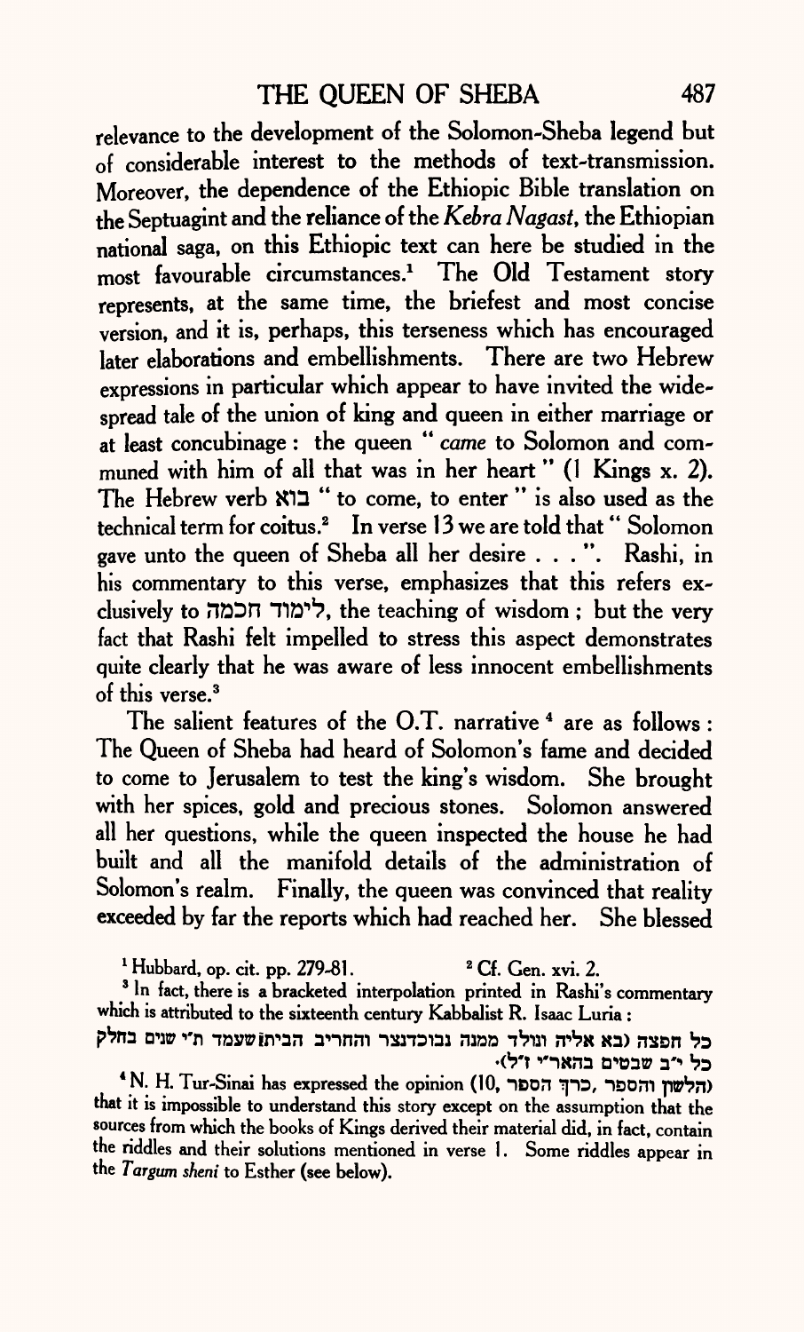relevance to the development of the Solomon-Sheba legend but of considerable interest to the methods of text-transmission. Moreover, the dependence of the Ethiopic Bible translation on the Septuagint and the reliance of the *Kebra Nagast*, the Ethiopian national saga, on this Ethiopic text can here be studied in the most favourable circumstances.[1] The Old Testament story represents, at the same time, the briefest and most concise version, and it is, perhaps, this terseness which has encouraged later elaborations and embellishments. There are two Hebrew expressions in particular which appear to have invited the widespread tale of the union of king and queen in either marriage or at least concubinage: the queen "*came* to Solomon and communed with him of all that was in her heart" (I Kings x. 2). The Hebrew verb בוא "to come, to enter" is also used as the technical term for coitus.[2] In verse 13 we are told that "Solomon gave unto the queen of Sheba all her desire . . .". Rashi, in his commentary to this verse, emphasizes that this refers exclusively to לימוד חכמה, the teaching of wisdom; but the very fact that Rashi felt impelled to stress this aspect demonstrates quite clearly that he was aware of less innocent embellishments of this verse.[3]

The salient features of the O.T. narrative[4] are as follows: The Queen of Sheba had heard of Solomon's fame and decided to come to Jerusalem to test the king's wisdom. She brought with her spices, gold and precious stones. Solomon answered all her questions, while the queen inspected the house he had built and all the manifold details of the administration of Solomon's realm. Finally, the queen was convinced that reality exceeded by far the reports which had reached her. She blessed

[1] Hubbard, op. cit. pp. 279-81.

[2] Cf. Gen. xvi. 2.

[3] In fact, there is a bracketed interpolation printed in Rashi's commentary which is attributed to the sixteenth century Kabbalist R. Isaac Luria:
כל חפצה (בא אליה ונולד ממנה נבוכדנצר והחריב הבית שעמד ת"י שנים בחלק כל י"ב שבטים בהאר"י ז"ל).

[4] N. H. Tur-Sinai has expressed the opinion (הלשון והספר, כרך הספר, 10) that it is impossible to understand this story except on the assumption that the sources from which the books of Kings derived their material did, in fact, contain the riddles and their solutions mentioned in verse 1. Some riddles appear in the *Targum sheni* to Esther (see below).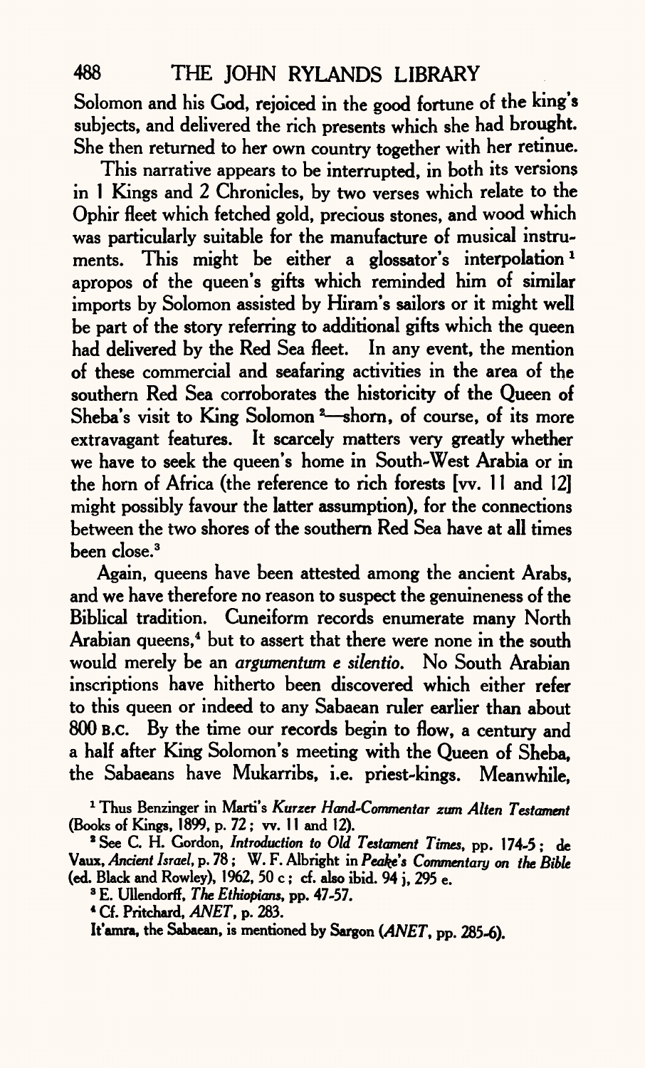Solomon and his God, rejoiced in the good fortune of the king's subjects, and delivered the rich presents which she had brought. She then returned to her own country together with her retinue.

This narrative appears to be interrupted, in both its versions in 1 Kings and 2 Chronicles, by two verses which relate to the Ophir fleet which fetched gold, precious stones, and wood which was particularly suitable for the manufacture of musical instruments. This might be either a glossator's interpolation [1] apropos of the queen's gifts which reminded him of similar imports by Solomon assisted by Hiram's sailors or it might well be part of the story referring to additional gifts which the queen had delivered by the Red Sea fleet. In any event, the mention of these commercial and seafaring activities in the area of the southern Red Sea corroborates the historicity of the Queen of Sheba's visit to King Solomon [2]—shorn, of course, of its more extravagant features. It scarcely matters very greatly whether we have to seek the queen's home in South-West Arabia or in the horn of Africa (the reference to rich forests [vv. 11 and 12] might possibly favour the latter assumption), for the connections between the two shores of the southern Red Sea have at all times been close.[3]

Again, queens have been attested among the ancient Arabs, and we have therefore no reason to suspect the genuineness of the Biblical tradition. Cuneiform records enumerate many North Arabian queens,[4] but to assert that there were none in the south would merely be an *argumentum e silentio*. No South Arabian inscriptions have hitherto been discovered which either refer to this queen or indeed to any Sabaean ruler earlier than about 800 B.C. By the time our records begin to flow, a century and a half after King Solomon's meeting with the Queen of Sheba, the Sabaeans have Mukarribs, i.e. priest-kings. Meanwhile,

[1] Thus Benzinger in Marti's *Kurzer Hand-Commentar zum Alten Testament* (Books of Kings, 1899, p. 72; vv. 11 and 12).

[2] See C. H. Gordon, *Introduction to Old Testament Times*, pp. 174-5; de Vaux, *Ancient Israel*, p. 78; W. F. Albright in *Peake's Commentary on the Bible* (ed. Black and Rowley), 1962, 50 c; cf. also ibid. 94 j, 295 e.

[3] E. Ullendorff, *The Ethiopians*, pp. 47-57.

[4] Cf. Pritchard, *ANET*, p. 283.

It'amra, the Sabaean, is mentioned by Sargon (*ANET*, pp. 285-6).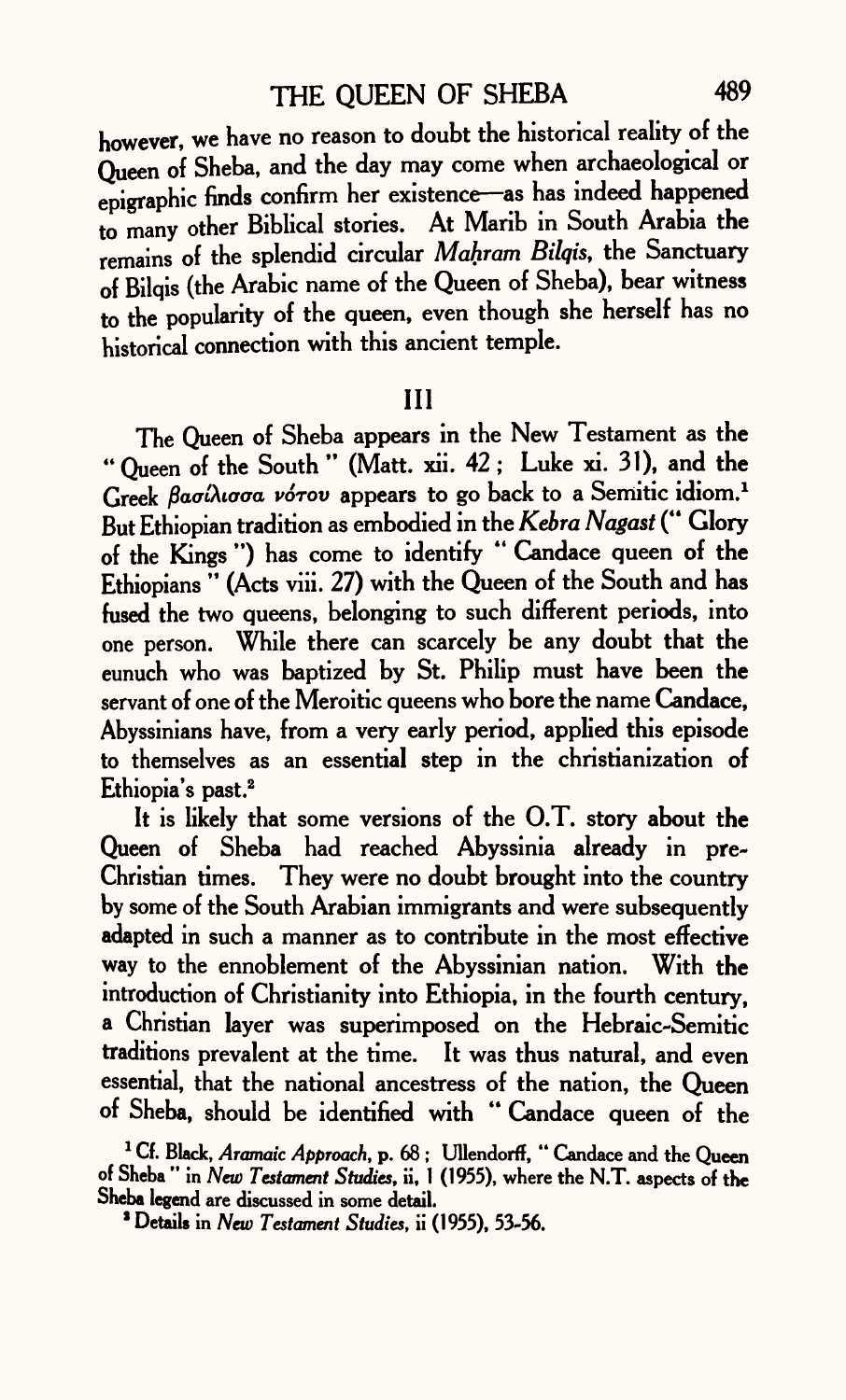however, we have no reason to doubt the historical reality of the Queen of Sheba, and the day may come when archaeological or epigraphic finds confirm her existence—as has indeed happened to many other Biblical stories. At Marib in South Arabia the remains of the splendid circular *Maḥram Bilqis*, the Sanctuary of Bilqis (the Arabic name of the Queen of Sheba), bear witness to the popularity of the queen, even though she herself has no historical connection with this ancient temple.

## III

The Queen of Sheba appears in the New Testament as the "Queen of the South" (Matt. xii. 42; Luke xi. 31), and the Greek *βασίλισσα νότου* appears to go back to a Semitic idiom.[1] But Ethiopian tradition as embodied in the *Kebra Nagast* ("Glory of the Kings") has come to identify "Candace queen of the Ethiopians" (Acts viii. 27) with the Queen of the South and has fused the two queens, belonging to such different periods, into one person. While there can scarcely be any doubt that the eunuch who was baptized by St. Philip must have been the servant of one of the Meroitic queens who bore the name Candace, Abyssinians have, from a very early period, applied this episode to themselves as an essential step in the christianization of Ethiopia's past.[2]

It is likely that some versions of the O.T. story about the Queen of Sheba had reached Abyssinia already in pre-Christian times. They were no doubt brought into the country by some of the South Arabian immigrants and were subsequently adapted in such a manner as to contribute in the most effective way to the ennoblement of the Abyssinian nation. With the introduction of Christianity into Ethiopia, in the fourth century, a Christian layer was superimposed on the Hebraic-Semitic traditions prevalent at the time. It was thus natural, and even essential, that the national ancestress of the nation, the Queen of Sheba, should be identified with "Candace queen of the

[1] Cf. Black, *Aramaic Approach*, p. 68; Ullendorff, "Candace and the Queen of Sheba" in *New Testament Studies*, ii, 1 (1955), where the N.T. aspects of the Sheba legend are discussed in some detail.

[2] Details in *New Testament Studies*, ii (1955), 53-56.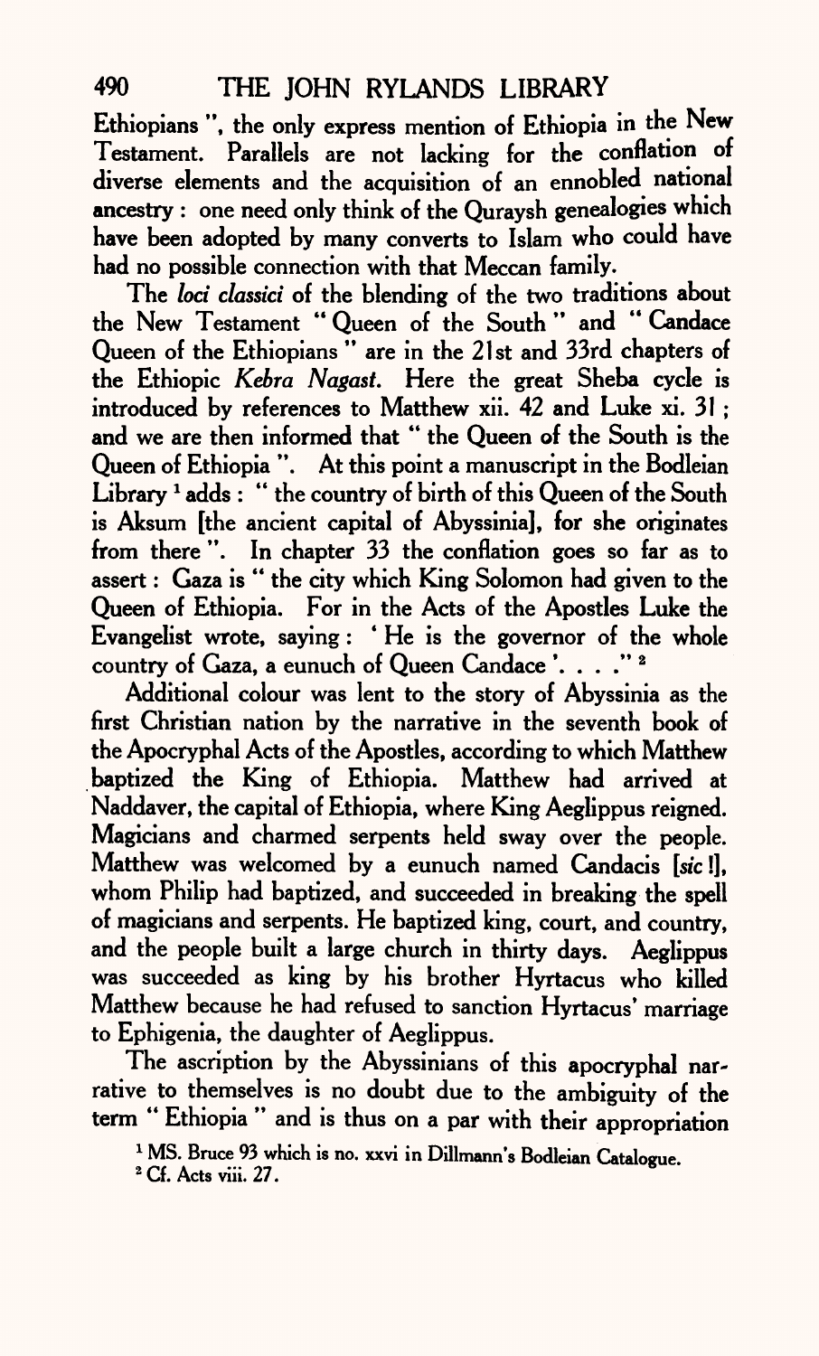Ethiopians ", the only express mention of Ethiopia in the New Testament. Parallels are not lacking for the conflation of diverse elements and the acquisition of an ennobled national ancestry : one need only think of the Quraysh genealogies which have been adopted by many converts to Islam who could have had no possible connection with that Meccan family.

The *loci classici* of the blending of the two traditions about the New Testament " Queen of the South " and " Candace Queen of the Ethiopians " are in the 21st and 33rd chapters of the Ethiopic *Kebra Nagast*. Here the great Sheba cycle is introduced by references to Matthew xii. 42 and Luke xi. 31 ; and we are then informed that " the Queen of the South is the Queen of Ethiopia ". At this point a manuscript in the Bodleian Library [1] adds : " the country of birth of this Queen of the South is Aksum [the ancient capital of Abyssinia], for she originates from there ". In chapter 33 the conflation goes so far as to assert : Gaza is " the city which King Solomon had given to the Queen of Ethiopia. For in the Acts of the Apostles Luke the Evangelist wrote, saying : ' He is the governor of the whole country of Gaza, a eunuch of Queen Candace '. . . ." [2]

Additional colour was lent to the story of Abyssinia as the first Christian nation by the narrative in the seventh book of the Apocryphal Acts of the Apostles, according to which Matthew baptized the King of Ethiopia. Matthew had arrived at Naddaver, the capital of Ethiopia, where King Aeglippus reigned. Magicians and charmed serpents held sway over the people. Matthew was welcomed by a eunuch named Candacis [*sic* !], whom Philip had baptized, and succeeded in breaking the spell of magicians and serpents. He baptized king, court, and country, and the people built a large church in thirty days. Aeglippus was succeeded as king by his brother Hyrtacus who killed Matthew because he had refused to sanction Hyrtacus' marriage to Ephigenia, the daughter of Aeglippus.

The ascription by the Abyssinians of this apocryphal narrative to themselves is no doubt due to the ambiguity of the term " Ethiopia " and is thus on a par with their appropriation

[1] MS. Bruce 93 which is no. xxvi in Dillmann's Bodleian Catalogue.

[2] Cf. Acts viii. 27.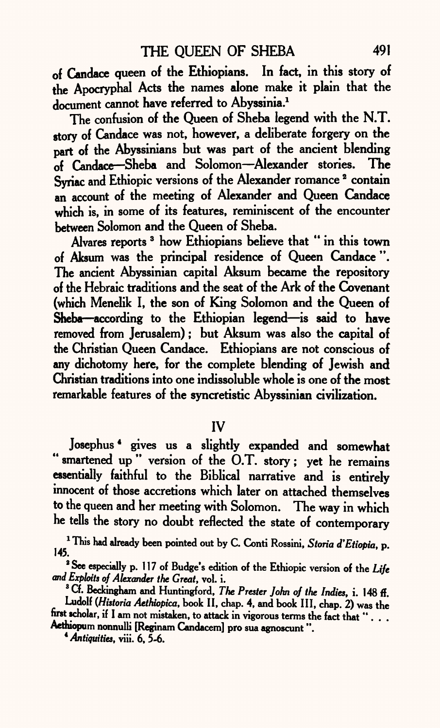of Candace queen of the Ethiopians. In fact, in this story of the Apocryphal Acts the names alone make it plain that the document cannot have referred to Abyssinia.[1]

The confusion of the Queen of Sheba legend with the N.T. story of Candace was not, however, a deliberate forgery on the part of the Abyssinians but was part of the ancient blending of Candace—Sheba and Solomon—Alexander stories. The Syriac and Ethiopic versions of the Alexander romance [2] contain an account of the meeting of Alexander and Queen Candace which is, in some of its features, reminiscent of the encounter between Solomon and the Queen of Sheba.

Alvares reports [3] how Ethiopians believe that " in this town of Aksum was the principal residence of Queen Candace ". The ancient Abyssinian capital Aksum became the repository of the Hebraic traditions and the seat of the Ark of the Covenant (which Menelik I, the son of King Solomon and the Queen of Sheba—according to the Ethiopian legend—is said to have removed from Jerusalem); but Aksum was also the capital of the Christian Queen Candace. Ethiopians are not conscious of any dichotomy here, for the complete blending of Jewish and Christian traditions into one indissoluble whole is one of the most remarkable features of the syncretistic Abyssinian civilization.

## IV

Josephus [4] gives us a slightly expanded and somewhat " smartened up " version of the O.T. story; yet he remains essentially faithful to the Biblical narrative and is entirely innocent of those accretions which later on attached themselves to the queen and her meeting with Solomon. The way in which he tells the story no doubt reflected the state of contemporary

[1] This had already been pointed out by C. Conti Rossini, *Storia d'Etiopia*, p. 145.

[2] See especially p. 117 of Budge's edition of the Ethiopic version of the *Life and Exploits of Alexander the Great*, vol. i.

[3] Cf. Beckingham and Huntingford, *The Prester John of the Indies*, i. 148 ff. Ludolf (*Historia Aethiopica*, book II, chap. 4, and book III, chap. 2) was the first scholar, if I am not mistaken, to attack in vigorous terms the fact that " . . . Aethiopum nonnulli [Reginam Candacem] pro sua agnoscunt ".

[4] *Antiquities*, viii. 6, 5-6.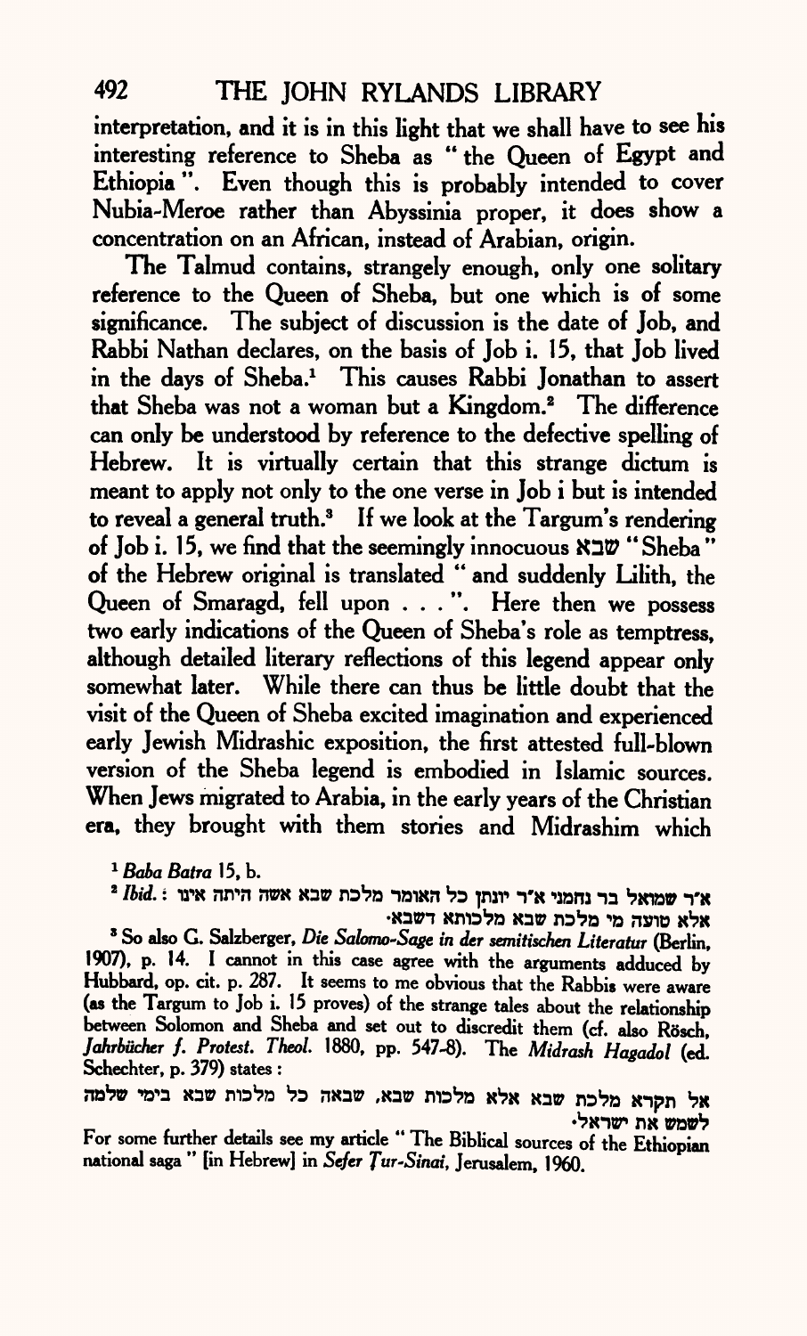interpretation, and it is in this light that we shall have to see his interesting reference to Sheba as "the Queen of Egypt and Ethiopia". Even though this is probably intended to cover Nubia-Meroe rather than Abyssinia proper, it does show a concentration on an African, instead of Arabian, origin.

The Talmud contains, strangely enough, only one solitary reference to the Queen of Sheba, but one which is of some significance. The subject of discussion is the date of Job, and Rabbi Nathan declares, on the basis of Job i. 15, that Job lived in the days of Sheba.[1] This causes Rabbi Jonathan to assert that Sheba was not a woman but a Kingdom.[2] The difference can only be understood by reference to the defective spelling of Hebrew. It is virtually certain that this strange dictum is meant to apply not only to the one verse in Job i but is intended to reveal a general truth.[3] If we look at the Targum's rendering of Job i. 15, we find that the seemingly innocuous שבא "Sheba" of the Hebrew original is translated "and suddenly Lilith, the Queen of Smaragd, fell upon . . .". Here then we possess two early indications of the Queen of Sheba's role as temptress, although detailed literary reflections of this legend appear only somewhat later. While there can thus be little doubt that the visit of the Queen of Sheba excited imagination and experienced early Jewish Midrashic exposition, the first attested full-blown version of the Sheba legend is embodied in Islamic sources. When Jews migrated to Arabia, in the early years of the Christian era, they brought with them stories and Midrashim which

[1] *Baba Batra* 15, b.

[2] *Ibid.*: א״ר שמואל בר נחמני א״ר יונתן כל האומר מלכת שבא אשה היתה אינו אלא טועה מי מלכת שבא מלכותא דשבא.

[3] So also G. Salzberger, *Die Salomo-Sage in der semitischen Literatur* (Berlin, 1907), p. 14. I cannot in this case agree with the arguments adduced by Hubbard, op. cit. p. 287. It seems to me obvious that the Rabbis were aware (as the Targum to Job i. 15 proves) of the strange tales about the relationship between Solomon and Sheba and set out to discredit them (cf. also Rösch, *Jahrbücher f. Protest. Theol.* 1880, pp. 547-8). The *Midrash Hagadol* (ed. Schechter, p. 379) states:

אל תקרא מלכת שבא אלא מלכות שבא, שבאה כל מלכות שבא בימי שלמה לשמש את ישראל.

For some further details see my article "The Biblical sources of the Ethiopian national saga" [in Hebrew] in *Sefer Ṭur-Sinai*, Jerusalem, 1960.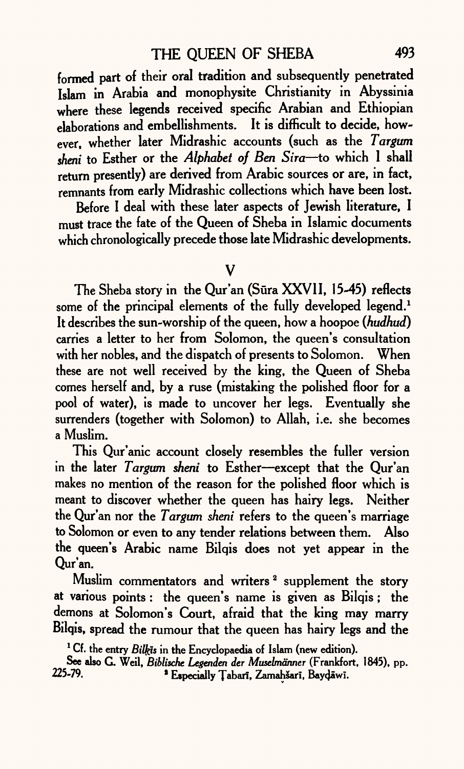formed part of their oral tradition and subsequently penetrated Islam in Arabia and monophysite Christianity in Abyssinia where these legends received specific Arabian and Ethiopian elaborations and embellishments. It is difficult to decide, however, whether later Midrashic accounts (such as the *Targum sheni* to Esther or the *Alphabet of Ben Sira*—to which I shall return presently) are derived from Arabic sources or are, in fact, remnants from early Midrashic collections which have been lost.

Before I deal with these later aspects of Jewish literature, I must trace the fate of the Queen of Sheba in Islamic documents which chronologically precede those late Midrashic developments.

## V

The Sheba story in the Qur'an (Sūra XXVII, 15-45) reflects some of the principal elements of the fully developed legend.[1] It describes the sun-worship of the queen, how a hoopoe (*hudhud*) carries a letter to her from Solomon, the queen's consultation with her nobles, and the dispatch of presents to Solomon. When these are not well received by the king, the Queen of Sheba comes herself and, by a ruse (mistaking the polished floor for a pool of water), is made to uncover her legs. Eventually she surrenders (together with Solomon) to Allah, i.e. she becomes a Muslim.

This Qur'anic account closely resembles the fuller version in the later *Targum sheni* to Esther—except that the Qur'an makes no mention of the reason for the polished floor which is meant to discover whether the queen has hairy legs. Neither the Qur'an nor the *Targum sheni* refers to the queen's marriage to Solomon or even to any tender relations between them. Also the queen's Arabic name Bilqis does not yet appear in the Qur'an.

Muslim commentators and writers[2] supplement the story at various points: the queen's name is given as Bilqis; the demons at Solomon's Court, afraid that the king may marry Bilqis, spread the rumour that the queen has hairy legs and the

[1] Cf. the entry *Bilḳīs* in the Encyclopaedia of Islam (new edition). See also G. Weil, *Biblische Legenden der Muselmänner* (Frankfort, 1845), pp. 225-79.

[2] Especially Ṭabarī, Zamahšarī, Bayḍāwī.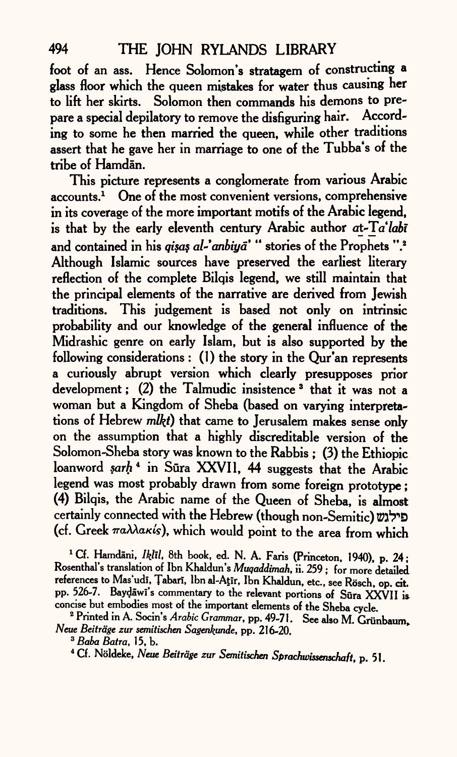foot of an ass. Hence Solomon's stratagem of constructing a glass floor which the queen mistakes for water thus causing her to lift her skirts. Solomon then commands his demons to prepare a special depilatory to remove the disfiguring hair. According to some he then married the queen, while other traditions assert that he gave her in marriage to one of the Tubba's of the tribe of Hamdān.

This picture represents a conglomerate from various Arabic accounts.[1] One of the most convenient versions, comprehensive in its coverage of the more important motifs of the Arabic legend, is that by the early eleventh century Arabic author *at-Ṯa'labī* and contained in his *qiṣaṣ al-'anbiyā'* " stories of the Prophets ".[2] Although Islamic sources have preserved the earliest literary reflection of the complete Bilqis legend, we still maintain that the principal elements of the narrative are derived from Jewish traditions. This judgement is based not only on intrinsic probability and our knowledge of the general influence of the Midrashic genre on early Islam, but is also supported by the following considerations: (1) the story in the Qur'an represents a curiously abrupt version which clearly presupposes prior development; (2) the Talmudic insistence [3] that it was not a woman but a Kingdom of Sheba (based on varying interpretations of Hebrew *mlḵt*) that came to Jerusalem makes sense only on the assumption that a highly discreditable version of the Solomon-Sheba story was known to the Rabbis; (3) the Ethiopic loanword *ṣarḥ* [4] in Sūra XXVII, 44 suggests that the Arabic legend was most probably drawn from some foreign prototype; (4) Bilqis, the Arabic name of the Queen of Sheba, is almost certainly connected with the Hebrew (though non-Semitic) פילגש (cf. Greek παλλακίς), which would point to the area from which

[1] Cf. Hamdānī, *Iklīl*, 8th book, ed. N. A. Faris (Princeton, 1940), p. 24; Rosenthal's translation of Ibn Khaldun's *Muqaddimah*, ii. 259; for more detailed references to Mas'ūdī, Ṭabarī, Ibn al-Aṯīr, Ibn Khaldun, etc., see Rösch, op. cit. pp. 526-7. Bayḍāwī's commentary to the relevant portions of Sūra XXVII is concise but embodies most of the important elements of the Sheba cycle.

[2] Printed in A. Socin's *Arabic Grammar*, pp. 49-71. See also M. Grünbaum, *Neue Beiträge zur semitischen Sagenkunde*, pp. 216-20.

[3] *Baba Batra*, 15, b.

[4] Cf. Nöldeke, *Neue Beiträge zur Semitischen Sprachwissenschaft*, p. 51.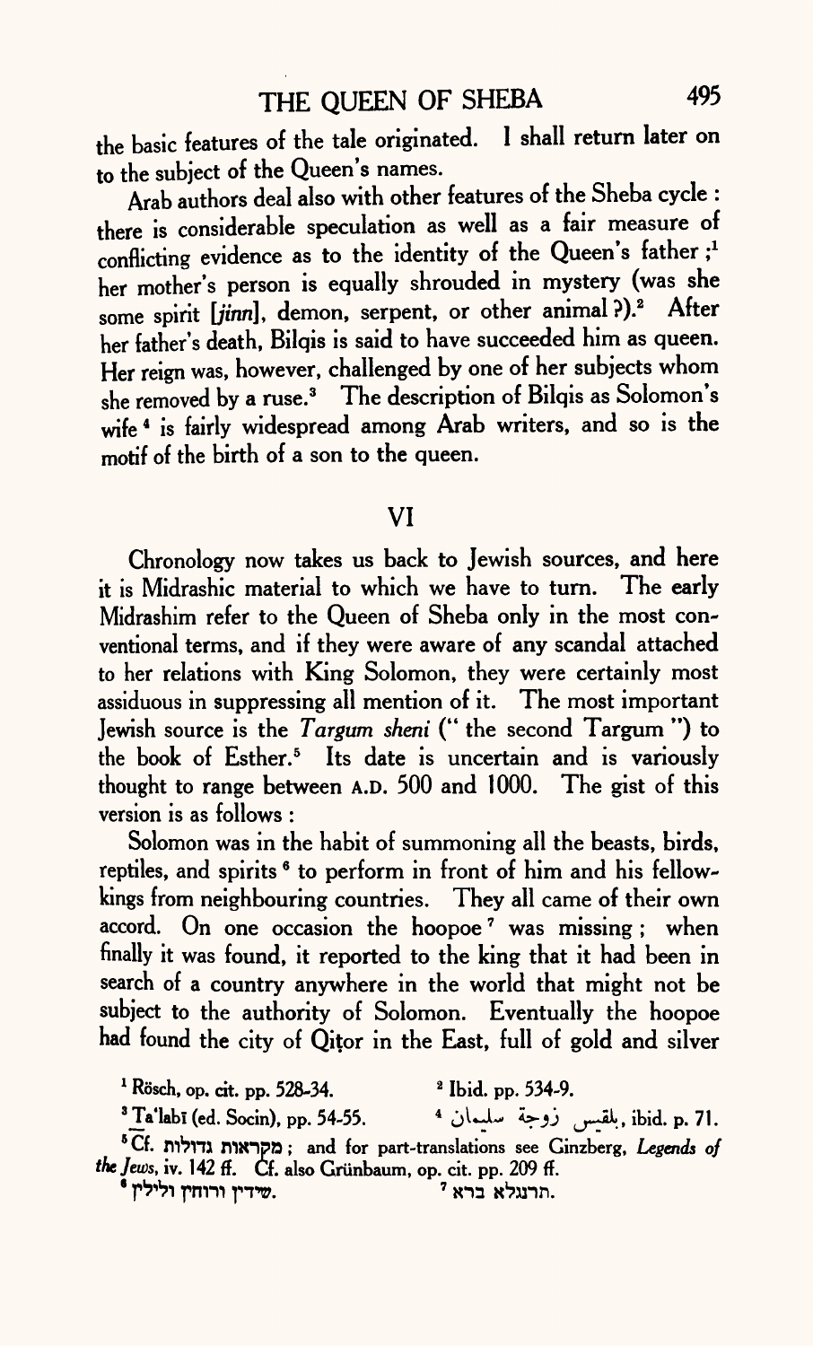the basic features of the tale originated. I shall return later on to the subject of the Queen's names.

Arab authors deal also with other features of the Sheba cycle: there is considerable speculation as well as a fair measure of conflicting evidence as to the identity of the Queen's father;[1] her mother's person is equally shrouded in mystery (was she some spirit [*jinn*], demon, serpent, or other animal?).[2] After her father's death, Bilqis is said to have succeeded him as queen. Her reign was, however, challenged by one of her subjects whom she removed by a ruse.[3] The description of Bilqis as Solomon's wife[4] is fairly widespread among Arab writers, and so is the motif of the birth of a son to the queen.

## VI

Chronology now takes us back to Jewish sources, and here it is Midrashic material to which we have to turn. The early Midrashim refer to the Queen of Sheba only in the most conventional terms, and if they were aware of any scandal attached to her relations with King Solomon, they were certainly most assiduous in suppressing all mention of it. The most important Jewish source is the *Targum sheni* ("the second Targum") to the book of Esther.[5] Its date is uncertain and is variously thought to range between A.D. 500 and 1000. The gist of this version is as follows:

Solomon was in the habit of summoning all the beasts, birds, reptiles, and spirits[6] to perform in front of him and his fellow-kings from neighbouring countries. They all came of their own accord. On one occasion the hoopoe[7] was missing; when finally it was found, it reported to the king that it had been in search of a country anywhere in the world that might not be subject to the authority of Solomon. Eventually the hoopoe had found the city of Qiṭor in the East, full of gold and silver

---

[1] Rösch, op. cit. pp. 528-34.

[2] Ibid. pp. 534-9.

[3] Ta'labī (ed. Socin), pp. 54-55.

[4] بلقيس زوجة سليمان, ibid. p. 71.

[5] Cf. מקראות גדולות; and for part-translations see Ginzberg, *Legends of the Jews*, iv. 142 ff. Cf. also Grünbaum, op. cit. pp. 209 ff.

[6] שידין ורוחין ולילין.

[7] תרנגלא ברא.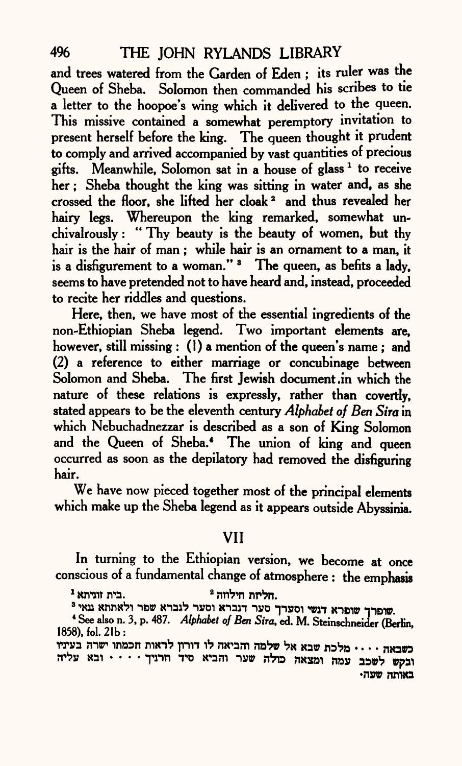and trees watered from the Garden of Eden ; its ruler was the Queen of Sheba. Solomon then commanded his scribes to tie a letter to the hoopoe's wing which it delivered to the queen. This missive contained a somewhat peremptory invitation to present herself before the king. The queen thought it prudent to comply and arrived accompanied by vast quantities of precious gifts. Meanwhile, Solomon sat in a house of glass [1] to receive her ; Sheba thought the king was sitting in water and, as she crossed the floor, she lifted her cloak [2] and thus revealed her hairy legs. Whereupon the king remarked, somewhat unchivalrously : " Thy beauty is the beauty of women, but thy hair is the hair of man ; while hair is an ornament to a man, it is a disfigurement to a woman." [3] The queen, as befits a lady, seems to have pretended not to have heard and, instead, proceeded to recite her riddles and questions.

Here, then, we have most of the essential ingredients of the non-Ethiopian Sheba legend. Two important elements are, however, still missing : (1) a mention of the queen's name ; and (2) a reference to either marriage or concubinage between Solomon and Sheba. The first Jewish document in which the nature of these relations is expressly, rather than covertly, stated appears to be the eleventh century *Alphabet of Ben Sira* in which Nebuchadnezzar is described as a son of King Solomon and the Queen of Sheba.[4] The union of king and queen occurred as soon as the depilatory had removed the disfiguring hair.

We have now pieced together most of the principal elements which make up the Sheba legend as it appears outside Abyssinia.

## VII

In turning to the Ethiopian version, we become at once conscious of a fundamental change of atmosphere : the emphasis

[1] בית זוגיתא.  [2] חליות חילוזה.

[3] שופרך שופרא דנשי וסערך סער דגברא וסער לגברא שפר ולאתתא גנאי.

[4] See also n. 3, p. 487. *Alphabet of Ben Sira*, ed. M. Steinschneider (Berlin, 1858), fol. 21b :

כשבאה . . . . מלכת שבא אל שלמה והביאה לו דורון לראות חכמתו ישרה בעיניו ובקש לשכב עמה ומצאה כולה שער והביא סיד חרניך . . . . ובא עליה באותה שעה.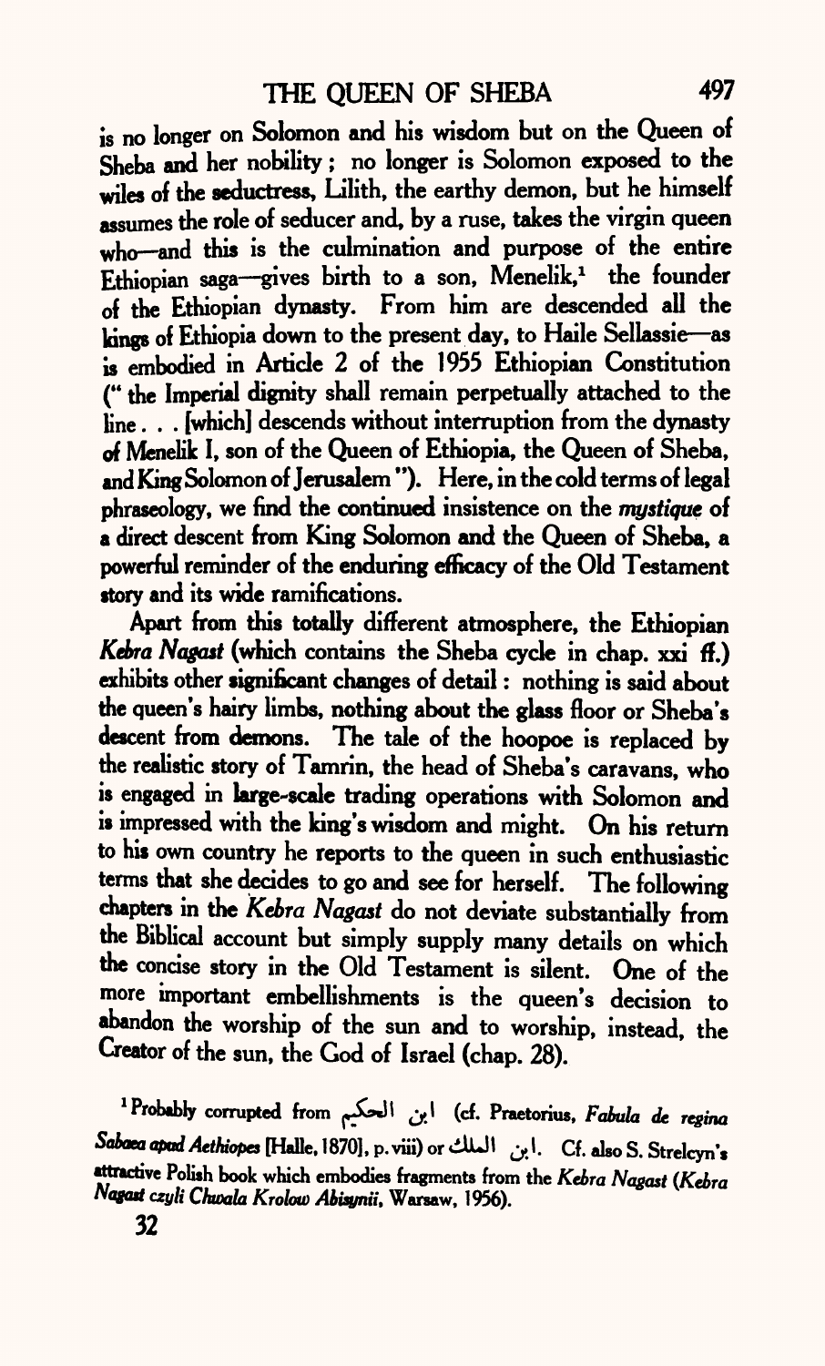is no longer on Solomon and his wisdom but on the Queen of Sheba and her nobility; no longer is Solomon exposed to the wiles of the seductress, Lilith, the earthy demon, but he himself assumes the role of seducer and, by a ruse, takes the virgin queen who—and this is the culmination and purpose of the entire Ethiopian saga—gives birth to a son, Menelik,[1] the founder of the Ethiopian dynasty. From him are descended all the kings of Ethiopia down to the present day, to Haile Sellassie—as is embodied in Article 2 of the 1955 Ethiopian Constitution ("the Imperial dignity shall remain perpetually attached to the line . . . [which] descends without interruption from the dynasty of Menelik I, son of the Queen of Ethiopia, the Queen of Sheba, and King Solomon of Jerusalem"). Here, in the cold terms of legal phraseology, we find the continued insistence on the *mystique* of a direct descent from King Solomon and the Queen of Sheba, a powerful reminder of the enduring efficacy of the Old Testament story and its wide ramifications.

Apart from this totally different atmosphere, the Ethiopian *Kebra Nagast* (which contains the Sheba cycle in chap. xxi ff.) exhibits other significant changes of detail: nothing is said about the queen's hairy limbs, nothing about the glass floor or Sheba's descent from demons. The tale of the hoopoe is replaced by the realistic story of Tamrin, the head of Sheba's caravans, who is engaged in large-scale trading operations with Solomon and is impressed with the king's wisdom and might. On his return to his own country he reports to the queen in such enthusiastic terms that she decides to go and see for herself. The following chapters in the *Kebra Nagast* do not deviate substantially from the Biblical account but simply supply many details on which the concise story in the Old Testament is silent. One of the more important embellishments is the queen's decision to abandon the worship of the sun and to worship, instead, the Creator of the sun, the God of Israel (chap. 28).

[1] Probably corrupted from ابن الحكيم (cf. Praetorius, *Fabula de regina Sabaea apud Aethiopes* [Halle, 1870], p. viii) or ابن الملك. Cf. also S. Strelcyn's attractive Polish book which embodies fragments from the *Kebra Nagast* (*Kebra Nagast czyli Chwala Krolow Abisynii*, Warsaw, 1956).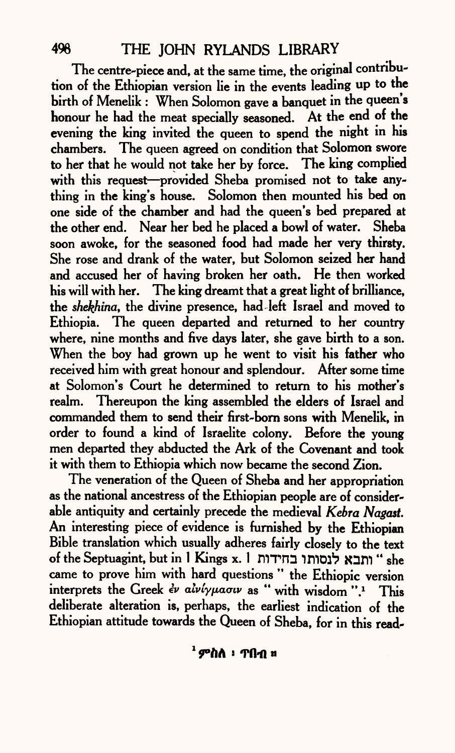The centre-piece and, at the same time, the original contribution of the Ethiopian version lie in the events leading up to the birth of Menelik: When Solomon gave a banquet in the queen's honour he had the meat specially seasoned. At the end of the evening the king invited the queen to spend the night in his chambers. The queen agreed on condition that Solomon swore to her that he would not take her by force. The king complied with this request—provided Sheba promised not to take anything in the king's house. Solomon then mounted his bed on one side of the chamber and had the queen's bed prepared at the other end. Near her bed he placed a bowl of water. Sheba soon awoke, for the seasoned food had made her very thirsty. She rose and drank of the water, but Solomon seized her hand and accused her of having broken her oath. He then worked his will with her. The king dreamt that a great light of brilliance, the *shekhina*, the divine presence, had left Israel and moved to Ethiopia. The queen departed and returned to her country where, nine months and five days later, she gave birth to a son. When the boy had grown up he went to visit his father who received him with great honour and splendour. After some time at Solomon's Court he determined to return to his mother's realm. Thereupon the king assembled the elders of Israel and commanded them to send their first-born sons with Menelik, in order to found a kind of Israelite colony. Before the young men departed they abducted the Ark of the Covenant and took it with them to Ethiopia which now became the second Zion.

The veneration of the Queen of Sheba and her appropriation as the national ancestress of the Ethiopian people are of considerable antiquity and certainly precede the medieval *Kebra Nagast*. An interesting piece of evidence is furnished by the Ethiopian Bible translation which usually adheres fairly closely to the text of the Septuagint, but in 1 Kings x. 1 ותבא לנסותו בחידות "she came to prove him with hard questions" the Ethiopic version interprets the Greek ἐν αἰνίγμασιν as "with wisdom".[1] This deliberate alteration is, perhaps, the earliest indication of the Ethiopian attitude towards the Queen of Sheba, for in this read-

[1] ምስለ ፡ ጥበብ ።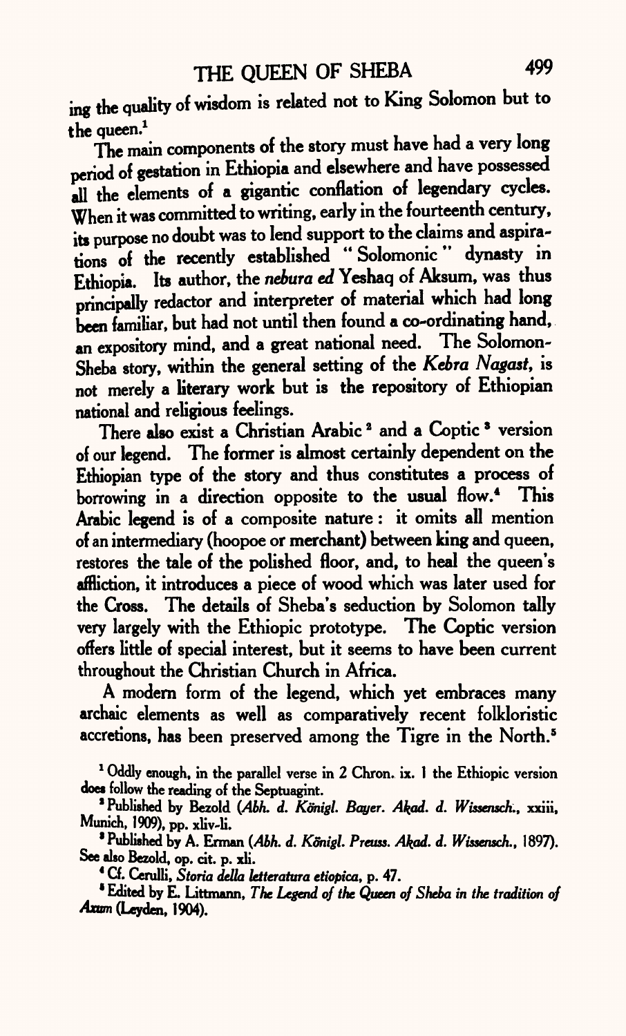ing the quality of wisdom is related not to King Solomon but to the queen.[1]

The main components of the story must have had a very long period of gestation in Ethiopia and elsewhere and have possessed all the elements of a gigantic conflation of legendary cycles. When it was committed to writing, early in the fourteenth century, its purpose no doubt was to lend support to the claims and aspirations of the recently established "Solomonic" dynasty in Ethiopia. Its author, the *nebura ed* Yeshaq of Aksum, was thus principally redactor and interpreter of material which had long been familiar, but had not until then found a co-ordinating hand, an expository mind, and a great national need. The Solomon-Sheba story, within the general setting of the *Kebra Nagast*, is not merely a literary work but is the repository of Ethiopian national and religious feelings.

There also exist a Christian Arabic[2] and a Coptic[3] version of our legend. The former is almost certainly dependent on the Ethiopian type of the story and thus constitutes a process of borrowing in a direction opposite to the usual flow.[4] This Arabic legend is of a composite nature: it omits all mention of an intermediary (hoopoe or merchant) between king and queen, restores the tale of the polished floor, and, to heal the queen's affliction, it introduces a piece of wood which was later used for the Cross. The details of Sheba's seduction by Solomon tally very largely with the Ethiopic prototype. The Coptic version offers little of special interest, but it seems to have been current throughout the Christian Church in Africa.

A modern form of the legend, which yet embraces many archaic elements as well as comparatively recent folkloristic accretions, has been preserved among the Tigre in the North.[5]

[1] Oddly enough, in the parallel verse in 2 Chron. ix. 1 the Ethiopic version does follow the reading of the Septuagint.

[2] Published by Bezold (*Abh. d. Königl. Bayer. Akad. d. Wissensch.*, xxiii, Munich, 1909), pp. xliv-li.

[3] Published by A. Erman (*Abh. d. Königl. Preuss. Akad. d. Wissensch.*, 1897). See also Bezold, op. cit. p. xli.

[4] Cf. Cerulli, *Storia della letteratura etiopica*, p. 47.

[5] Edited by E. Littmann, *The Legend of the Queen of Sheba in the tradition of Axum* (Leyden, 1904).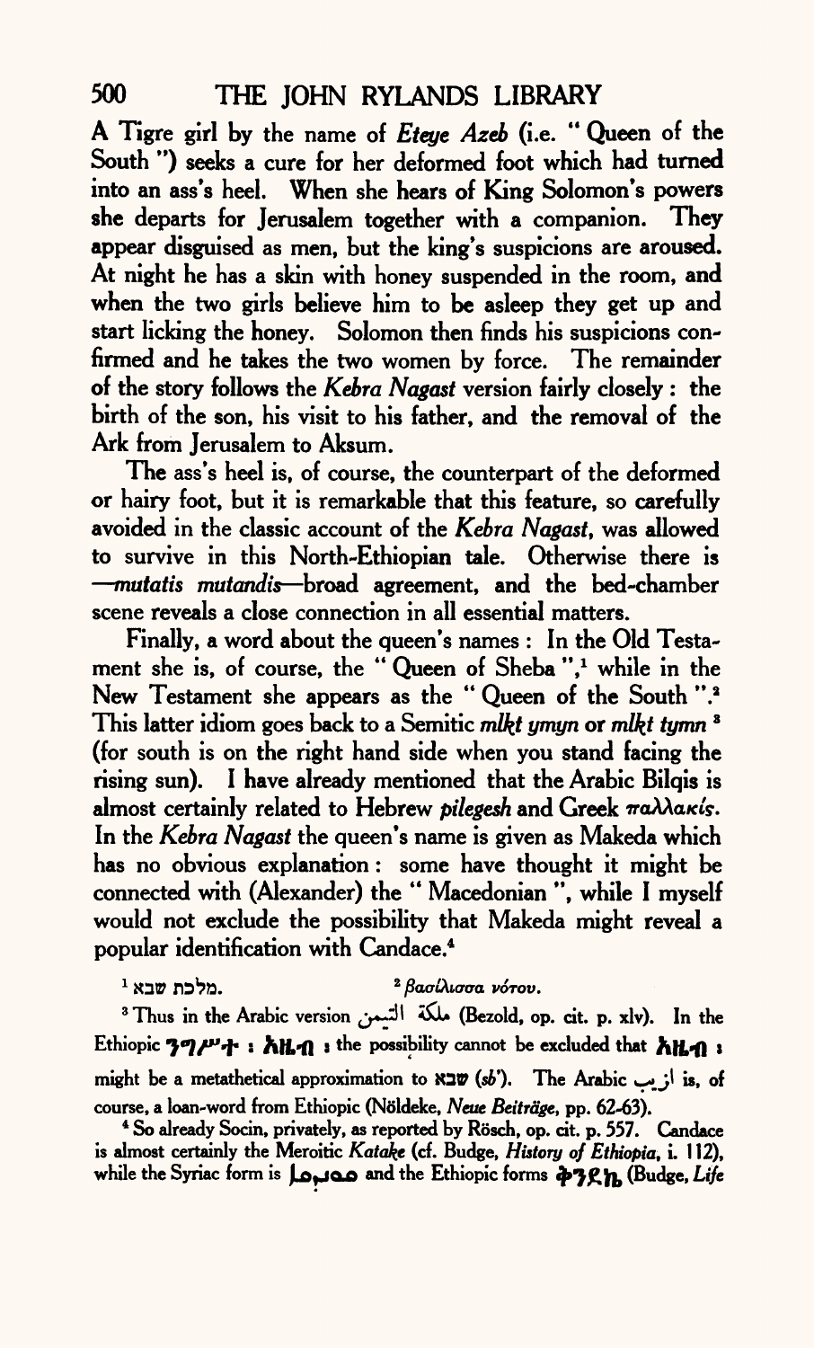A Tigre girl by the name of *Eteye Azeb* (i.e. " Queen of the South ") seeks a cure for her deformed foot which had turned into an ass's heel. When she hears of King Solomon's powers she departs for Jerusalem together with a companion. They appear disguised as men, but the king's suspicions are aroused. At night he has a skin with honey suspended in the room, and when the two girls believe him to be asleep they get up and start licking the honey. Solomon then finds his suspicions confirmed and he takes the two women by force. The remainder of the story follows the *Kebra Nagast* version fairly closely : the birth of the son, his visit to his father, and the removal of the Ark from Jerusalem to Aksum.

The ass's heel is, of course, the counterpart of the deformed or hairy foot, but it is remarkable that this feature, so carefully avoided in the classic account of the *Kebra Nagast*, was allowed to survive in this North-Ethiopian tale. Otherwise there is —*mutatis mutandis*—broad agreement, and the bed-chamber scene reveals a close connection in all essential matters.

Finally, a word about the queen's names : In the Old Testament she is, of course, the " Queen of Sheba ",[1] while in the New Testament she appears as the " Queen of the South ".[2] This latter idiom goes back to a Semitic *mlkt ymyn* or *mlkt tymn* [3] (for south is on the right hand side when you stand facing the rising sun). I have already mentioned that the Arabic Bilqis is almost certainly related to Hebrew *pilegesh* and Greek παλλακίς. In the *Kebra Nagast* the queen's name is given as Makeda which has no obvious explanation : some have thought it might be connected with (Alexander) the " Macedonian ", while I myself would not exclude the possibility that Makeda might reveal a popular identification with Candace.[4]

[1] מלכת שבא.
[2] βασίλισσα νότου.

[3] Thus in the Arabic version ملكة التيمن (Bezold, op. cit. p. xlv). In the Ethiopic ንግሥተ ፡ አዜብ ፡ the possibility cannot be excluded that አዜብ ፡ might be a metathetical approximation to שבא (*sb'*). The Arabic ازيب is, of course, a loan-word from Ethiopic (Nöldeke, *Neue Beiträge*, pp. 62-63).

[4] So already Socin, privately, as reported by Rösch, op. cit. p. 557. Candace is almost certainly the Meroitic *Katake* (cf. Budge, *History of Ethiopia*, i. 112), while the Syriac form is ܩܢܕܩܐ and the Ethiopic forms ቅንደኬ (Budge, *Life*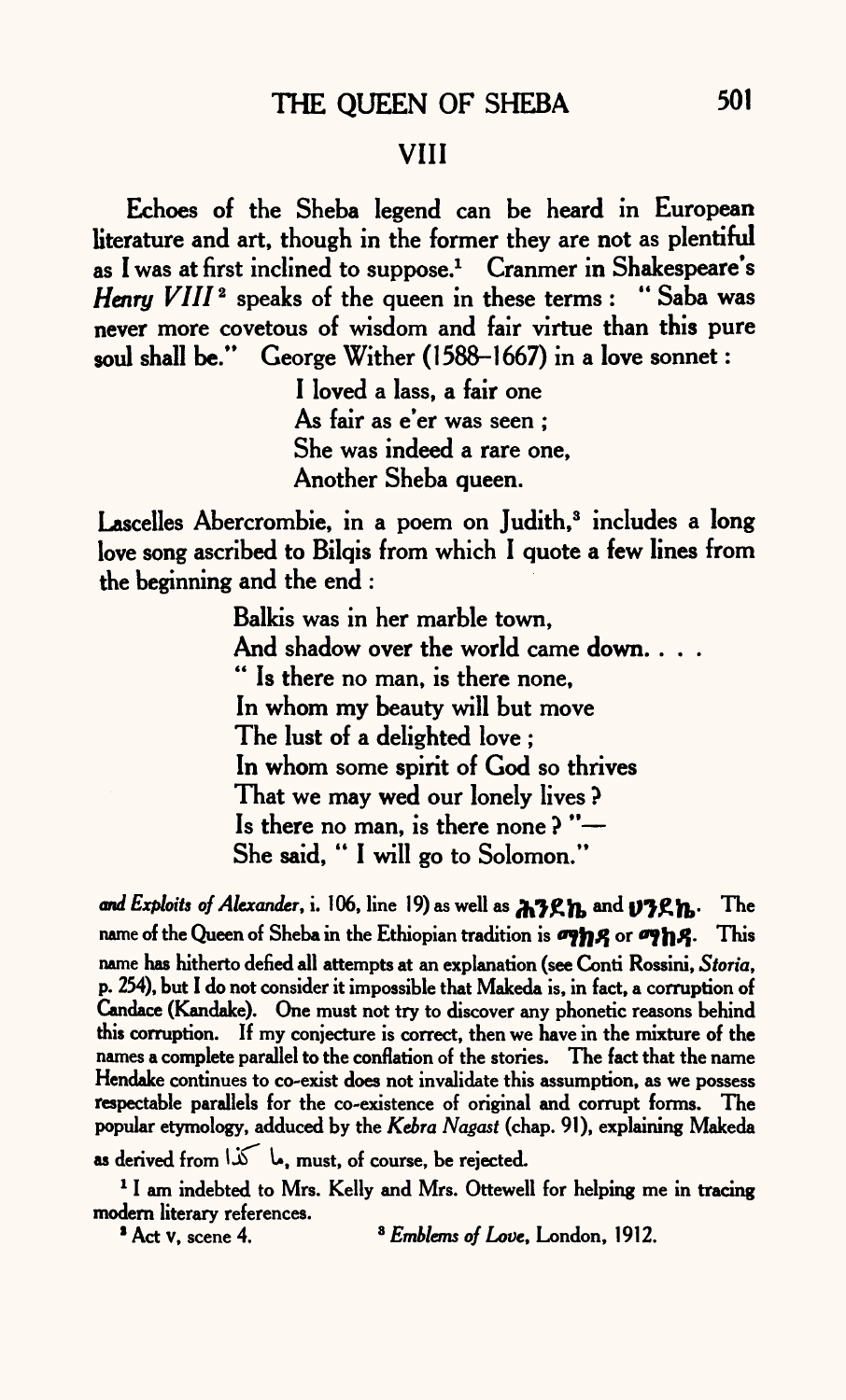## VIII

Echoes of the Sheba legend can be heard in European literature and art, though in the former they are not as plentiful as I was at first inclined to suppose.[1] Cranmer in Shakespeare's *Henry VIII*[2] speaks of the queen in these terms: "Saba was never more covetous of wisdom and fair virtue than this pure soul shall be." George Wither (1588–1667) in a love sonnet:

> I loved a lass, a fair one
> As fair as e'er was seen;
> She was indeed a rare one,
> Another Sheba queen.

Lascelles Abercrombie, in a poem on Judith,[3] includes a long love song ascribed to Bilqis from which I quote a few lines from the beginning and the end:

> Balkis was in her marble town,
> And shadow over the world came down. . . .
> " Is there no man, is there none,
> In whom my beauty will but move
> The lust of a delighted love;
> In whom some spirit of God so thrives
> That we may wed our lonely lives?
> Is there no man, is there none?"—
> She said, " I will go to Solomon."

*and Exploits of Alexander*, i. 106, line 19) as well as ሕንዴኬ and ህንዴኬ. The name of the Queen of Sheba in the Ethiopian tradition is ማክዳ or ማከዳ. This name has hitherto defied all attempts at an explanation (see Conti Rossini, *Storia*, p. 254), but I do not consider it impossible that Makeda is, in fact, a corruption of Candace (Kandake). One must not try to discover any phonetic reasons behind this corruption. If my conjecture is correct, then we have in the mixture of the names a complete parallel to the conflation of the stories. The fact that the name Hendake continues to co-exist does not invalidate this assumption, as we possess respectable parallels for the co-existence of original and corrupt forms. The popular etymology, adduced by the *Kebra Nagast* (chap. 91), explaining Makeda as derived from ما كذا, must, of course, be rejected.

[1] I am indebted to Mrs. Kelly and Mrs. Ottewell for helping me in tracing modern literary references.

[2] Act v, scene 4.

[3] *Emblems of Love*, London, 1912.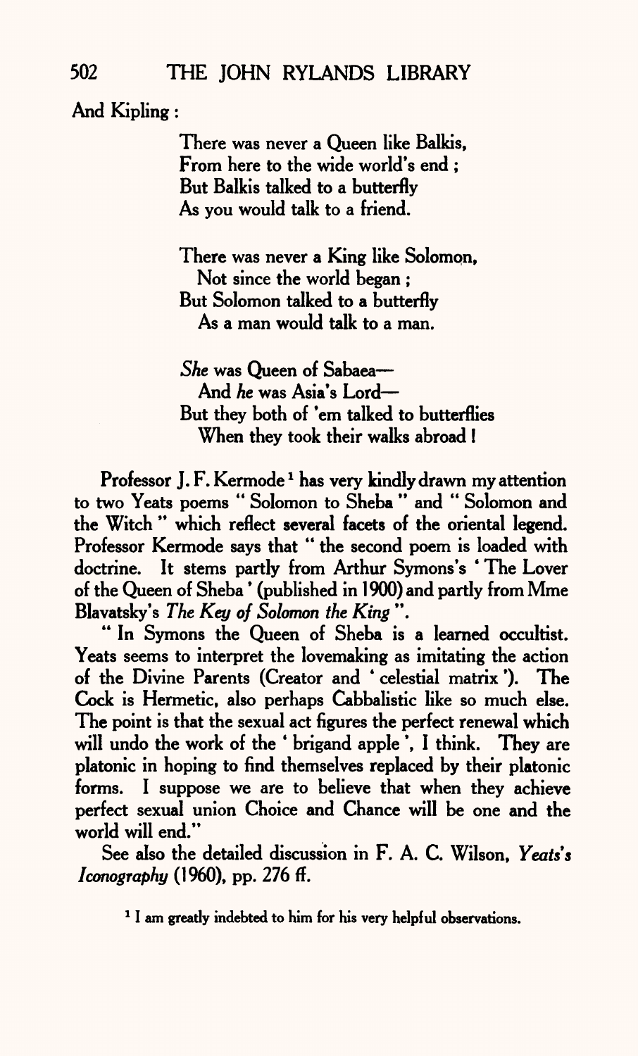And Kipling:

> There was never a Queen like Balkis,
> From here to the wide world's end;
> But Balkis talked to a butterfly
> As you would talk to a friend.
>
> There was never a King like Solomon,
>   Not since the world began;
> But Solomon talked to a butterfly
>   As a man would talk to a man.
>
> *She* was Queen of Sabaea—
>   And *he* was Asia's Lord—
> But they both of 'em talked to butterflies
>   When they took their walks abroad!

Professor J. F. Kermode[1] has very kindly drawn my attention to two Yeats poems "Solomon to Sheba" and "Solomon and the Witch" which reflect several facets of the oriental legend. Professor Kermode says that "the second poem is loaded with doctrine. It stems partly from Arthur Symons's 'The Lover of the Queen of Sheba' (published in 1900) and partly from Mme Blavatsky's *The Key of Solomon the King*".

"In Symons the Queen of Sheba is a learned occultist. Yeats seems to interpret the lovemaking as imitating the action of the Divine Parents (Creator and 'celestial matrix'). The Cock is Hermetic, also perhaps Cabbalistic like so much else. The point is that the sexual act figures the perfect renewal which will undo the work of the 'brigand apple', I think. They are platonic in hoping to find themselves replaced by their platonic forms. I suppose we are to believe that when they achieve perfect sexual union Choice and Chance will be one and the world will end."

See also the detailed discussion in F. A. C. Wilson, *Yeats's Iconography* (1960), pp. 276 ff.

[1] I am greatly indebted to him for his very helpful observations.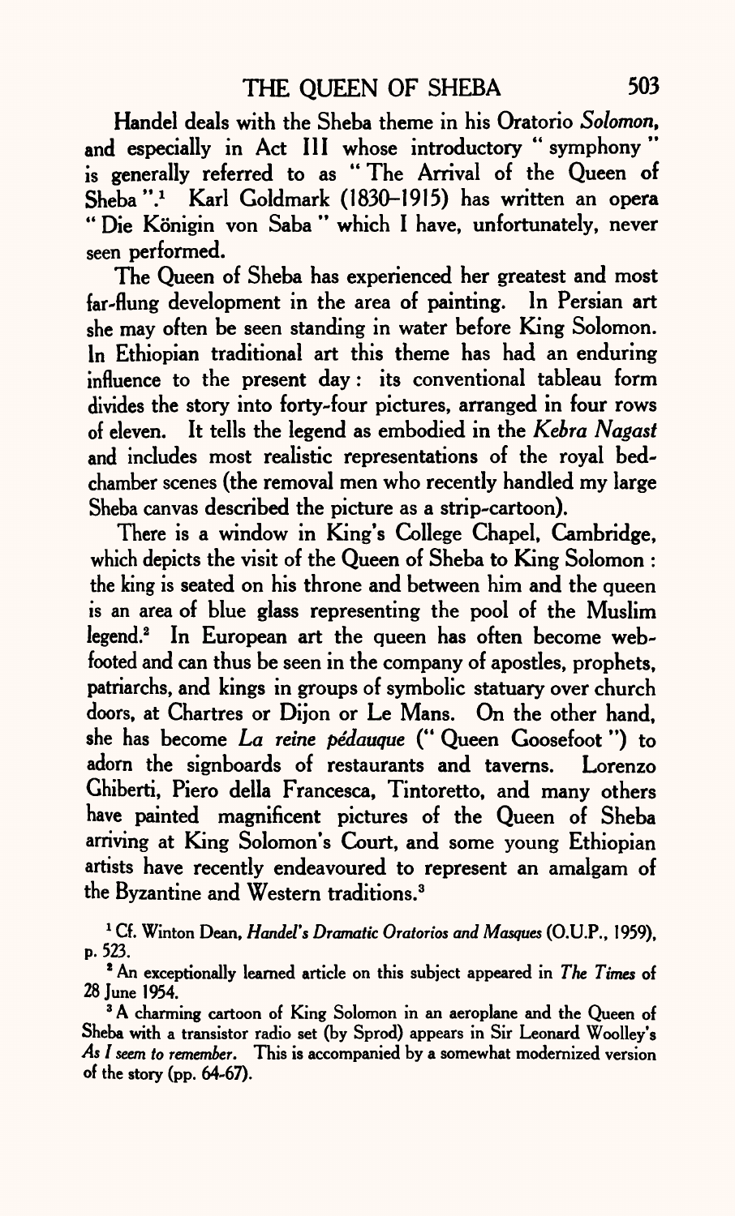Handel deals with the Sheba theme in his Oratorio *Solomon*, and especially in Act III whose introductory "symphony" is generally referred to as "The Arrival of the Queen of Sheba".[1] Karl Goldmark (1830–1915) has written an opera "Die Königin von Saba" which I have, unfortunately, never seen performed.

The Queen of Sheba has experienced her greatest and most far-flung development in the area of painting. In Persian art she may often be seen standing in water before King Solomon. In Ethiopian traditional art this theme has had an enduring influence to the present day: its conventional tableau form divides the story into forty-four pictures, arranged in four rows of eleven. It tells the legend as embodied in the *Kebra Nagast* and includes most realistic representations of the royal bed-chamber scenes (the removal men who recently handled my large Sheba canvas described the picture as a strip-cartoon).

There is a window in King's College Chapel, Cambridge, which depicts the visit of the Queen of Sheba to King Solomon: the king is seated on his throne and between him and the queen is an area of blue glass representing the pool of the Muslim legend.[2] In European art the queen has often become web-footed and can thus be seen in the company of apostles, prophets, patriarchs, and kings in groups of symbolic statuary over church doors, at Chartres or Dijon or Le Mans. On the other hand, she has become *La reine pédauque* ("Queen Goosefoot") to adorn the signboards of restaurants and taverns. Lorenzo Ghiberti, Piero della Francesca, Tintoretto, and many others have painted magnificent pictures of the Queen of Sheba arriving at King Solomon's Court, and some young Ethiopian artists have recently endeavoured to represent an amalgam of the Byzantine and Western traditions.[3]

[1] Cf. Winton Dean, *Handel's Dramatic Oratorios and Masques* (O.U.P., 1959), p. 523.

[2] An exceptionally learned article on this subject appeared in *The Times* of 28 June 1954.

[3] A charming cartoon of King Solomon in an aeroplane and the Queen of Sheba with a transistor radio set (by Sprod) appears in Sir Leonard Woolley's *As I seem to remember*. This is accompanied by a somewhat modernized version of the story (pp. 64-67).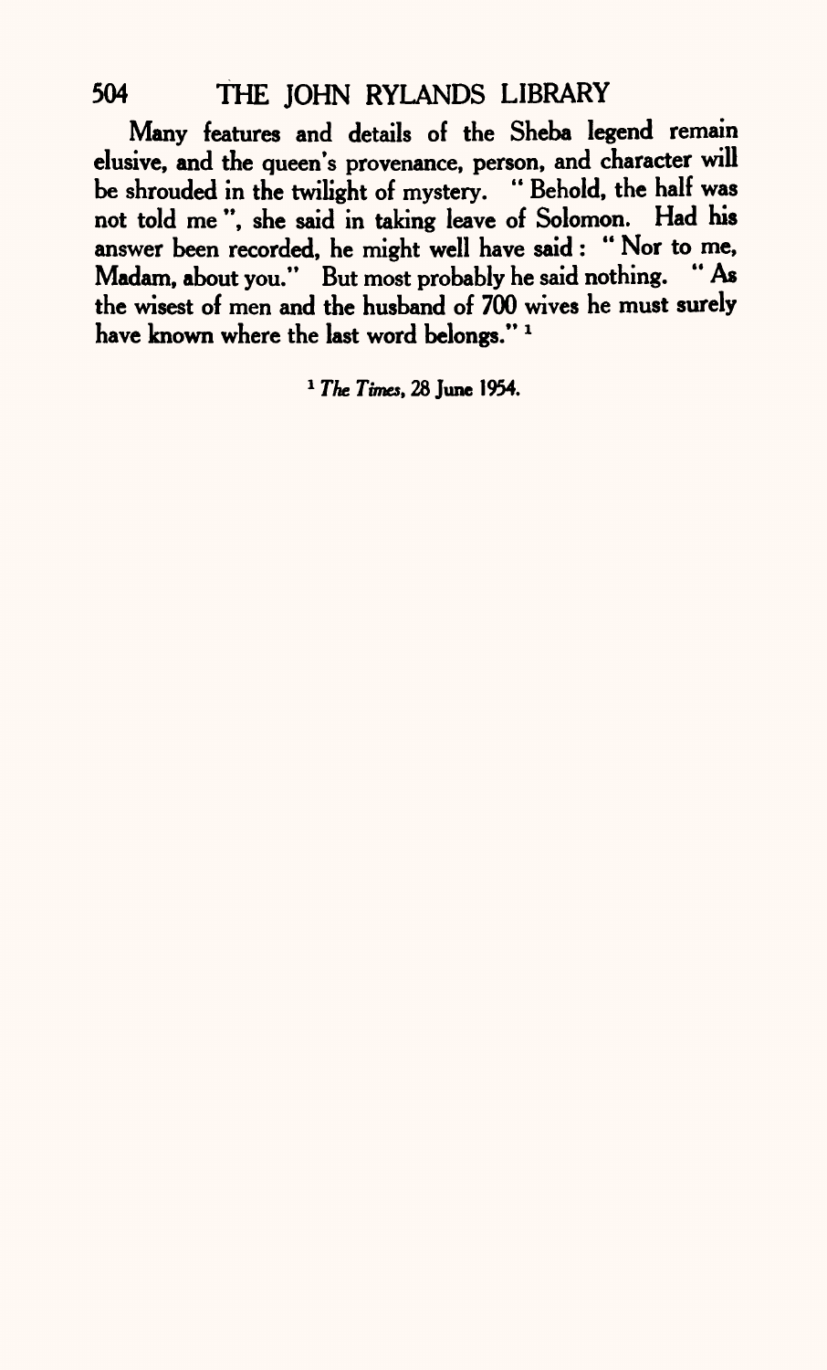Many features and details of the Sheba legend remain elusive, and the queen's provenance, person, and character will be shrouded in the twilight of mystery. " Behold, the half was not told me ", she said in taking leave of Solomon. Had his answer been recorded, he might well have said : " Nor to me, Madam, about you." But most probably he said nothing. " As the wisest of men and the husband of 700 wives he must surely have known where the last word belongs." [1]

[1] *The Times*, 28 June 1954.